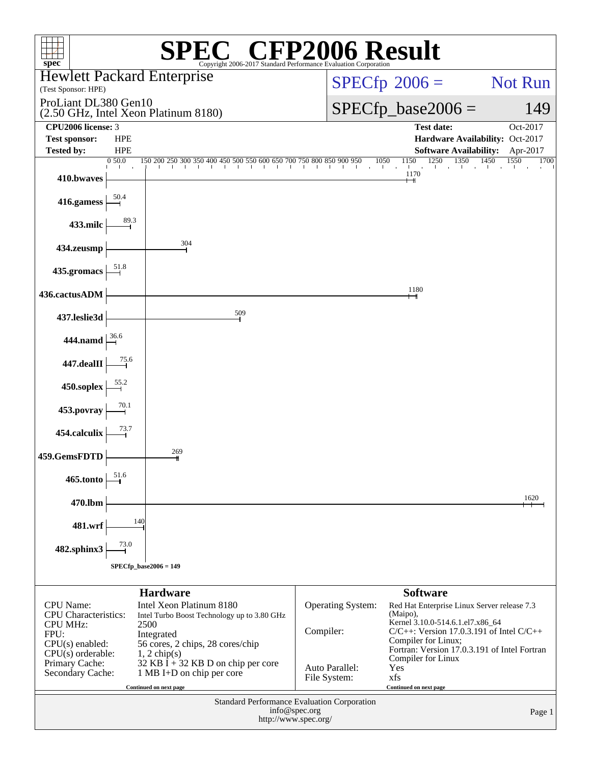# SPEC® CFP2006 Result

Copyright 2006-2017 Standard Performance Evaluation Corporation

**Hewlett Packard Enterprise**
(Test Sponsor: HPE)

ProLiant DL380 Gen10
(2.50 GHz, Intel Xeon Platinum 8180)

SPECfp_2006 = Not Run

SPECfp_base2006 = 149

| | | | |
|---|---|---|---|
| **CPU2006 license:** | 3 | **Test date:** | Oct-2017 |
| **Test sponsor:** | HPE | **Hardware Availability:** | Oct-2017 |
| **Tested by:** | HPE | **Software Availability:** | Apr-2017 |

| Benchmark | Base Ratio |
|---|---|
| 410.bwaves | 1170 |
| 416.gamess | 50.4 |
| 433.milc | 89.3 |
| 434.zeusmp | 304 |
| 435.gromacs | 51.8 |
| 436.cactusADM | 1180 |
| 437.leslie3d | 509 |
| 444.namd | 36.6 |
| 447.dealII | 75.6 |
| 450.soplex | 55.2 |
| 453.povray | 70.1 |
| 454.calculix | 73.7 |
| 459.GemsFDTD | 269 |
| 465.tonto | 51.6 |
| 470.lbm | 1620 |
| 481.wrf | 140 |
| 482.sphinx3 | 73.0 |

SPECfp_base2006 = 149

## Hardware

| | |
|---|---|
| CPU Name: | Intel Xeon Platinum 8180 |
| CPU Characteristics: | Intel Turbo Boost Technology up to 3.80 GHz |
| CPU MHz: | 2500 |
| FPU: | Integrated |
| CPU(s) enabled: | 56 cores, 2 chips, 28 cores/chip |
| CPU(s) orderable: | 1, 2 chip(s) |
| Primary Cache: | 32 KB I + 32 KB D on chip per core |
| Secondary Cache: | 1 MB I+D on chip per core |

Continued on next page

## Software

| | |
|---|---|
| Operating System: | Red Hat Enterprise Linux Server release 7.3 (Maipo), Kernel 3.10.0-514.6.1.el7.x86_64 |
| Compiler: | C/C++: Version 17.0.3.191 of Intel C/C++ Compiler for Linux; Fortran: Version 17.0.3.191 of Intel Fortran Compiler for Linux |
| Auto Parallel: | Yes |
| File System: | xfs |

Continued on next page

Standard Performance Evaluation Corporation
info@spec.org
http://www.spec.org/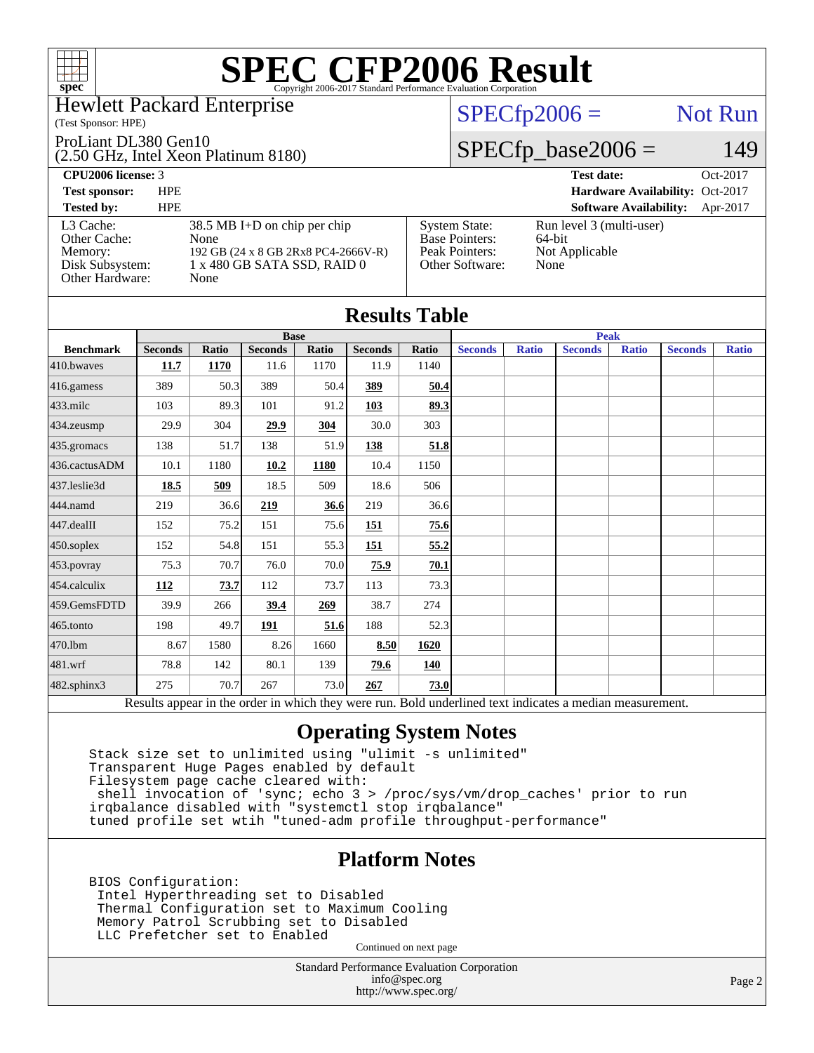# SPEC CFP2006 Result

Copyright 2006-2017 Standard Performance Evaluation Corporation

**Hewlett Packard Enterprise**
(Test Sponsor: HPE)

**ProLiant DL380 Gen10**
(2.50 GHz, Intel Xeon Platinum 8180)

SPECfp2006 = Not Run

SPECfp_base2006 = 149

| | | | |
|---|---|---|---|
| **CPU2006 license:** 3 | | **Test date:** | Oct-2017 |
| **Test sponsor:** | HPE | **Hardware Availability:** | Oct-2017 |
| **Tested by:** | HPE | **Software Availability:** | Apr-2017 |

| | | | |
|---|---|---|---|
| L3 Cache: | 38.5 MB I+D on chip per chip | System State: | Run level 3 (multi-user) |
| Other Cache: | None | Base Pointers: | 64-bit |
| Memory: | 192 GB (24 x 8 GB 2Rx8 PC4-2666V-R) | Peak Pointers: | Not Applicable |
| Disk Subsystem: | 1 x 480 GB SATA SSD, RAID 0 | Other Software: | None |
| Other Hardware: | None | | |

## Results Table

| | Base | | | | | | Peak | | | | | |
|---|---|---|---|---|---|---|---|---|---|---|---|---|
| **Benchmark** | **Seconds** | **Ratio** | **Seconds** | **Ratio** | **Seconds** | **Ratio** | **Seconds** | **Ratio** | **Seconds** | **Ratio** | **Seconds** | **Ratio** |
| 410.bwaves | **11.7** | **1170** | 11.6 | 1170 | 11.9 | 1140 | | | | | | |
| 416.gamess | 389 | 50.3 | 389 | 50.4 | **389** | **50.4** | | | | | | |
| 433.milc | 103 | 89.3 | 101 | 91.2 | **103** | **89.3** | | | | | | |
| 434.zeusmp | 29.9 | 304 | **29.9** | **304** | 30.0 | 303 | | | | | | |
| 435.gromacs | 138 | 51.7 | 138 | 51.9 | **138** | **51.8** | | | | | | |
| 436.cactusADM | 10.1 | 1180 | **10.2** | **1180** | 10.4 | 1150 | | | | | | |
| 437.leslie3d | **18.5** | **509** | 18.5 | 509 | 18.6 | 506 | | | | | | |
| 444.namd | 219 | 36.6 | **219** | **36.6** | 219 | 36.6 | | | | | | |
| 447.dealII | 152 | 75.2 | 151 | 75.6 | **151** | **75.6** | | | | | | |
| 450.soplex | 152 | 54.8 | 151 | 55.3 | **151** | **55.2** | | | | | | |
| 453.povray | 75.3 | 70.7 | 76.0 | 70.0 | **75.9** | **70.1** | | | | | | |
| 454.calculix | **112** | **73.7** | 112 | 73.7 | 113 | 73.3 | | | | | | |
| 459.GemsFDTD | 39.9 | 266 | **39.4** | **269** | 38.7 | 274 | | | | | | |
| 465.tonto | 198 | 49.7 | **191** | **51.6** | 188 | 52.3 | | | | | | |
| 470.lbm | 8.67 | 1580 | 8.26 | 1660 | **8.50** | **1620** | | | | | | |
| 481.wrf | 78.8 | 142 | 80.1 | 139 | **79.6** | **140** | | | | | | |
| 482.sphinx3 | 275 | 70.7 | 267 | 73.0 | **267** | **73.0** | | | | | | |

Results appear in the order in which they were run. Bold underlined text indicates a median measurement.

## Operating System Notes

```
Stack size set to unlimited using "ulimit -s unlimited"
Transparent Huge Pages enabled by default
Filesystem page cache cleared with:
 shell invocation of 'sync; echo 3 > /proc/sys/vm/drop_caches' prior to run
irqbalance disabled with "systemctl stop irqbalance"
tuned profile set wtih "tuned-adm profile throughput-performance"
```

## Platform Notes

```
BIOS Configuration:
 Intel Hyperthreading set to Disabled
 Thermal Configuration set to Maximum Cooling
 Memory Patrol Scrubbing set to Disabled
 LLC Prefetcher set to Enabled
```

Continued on next page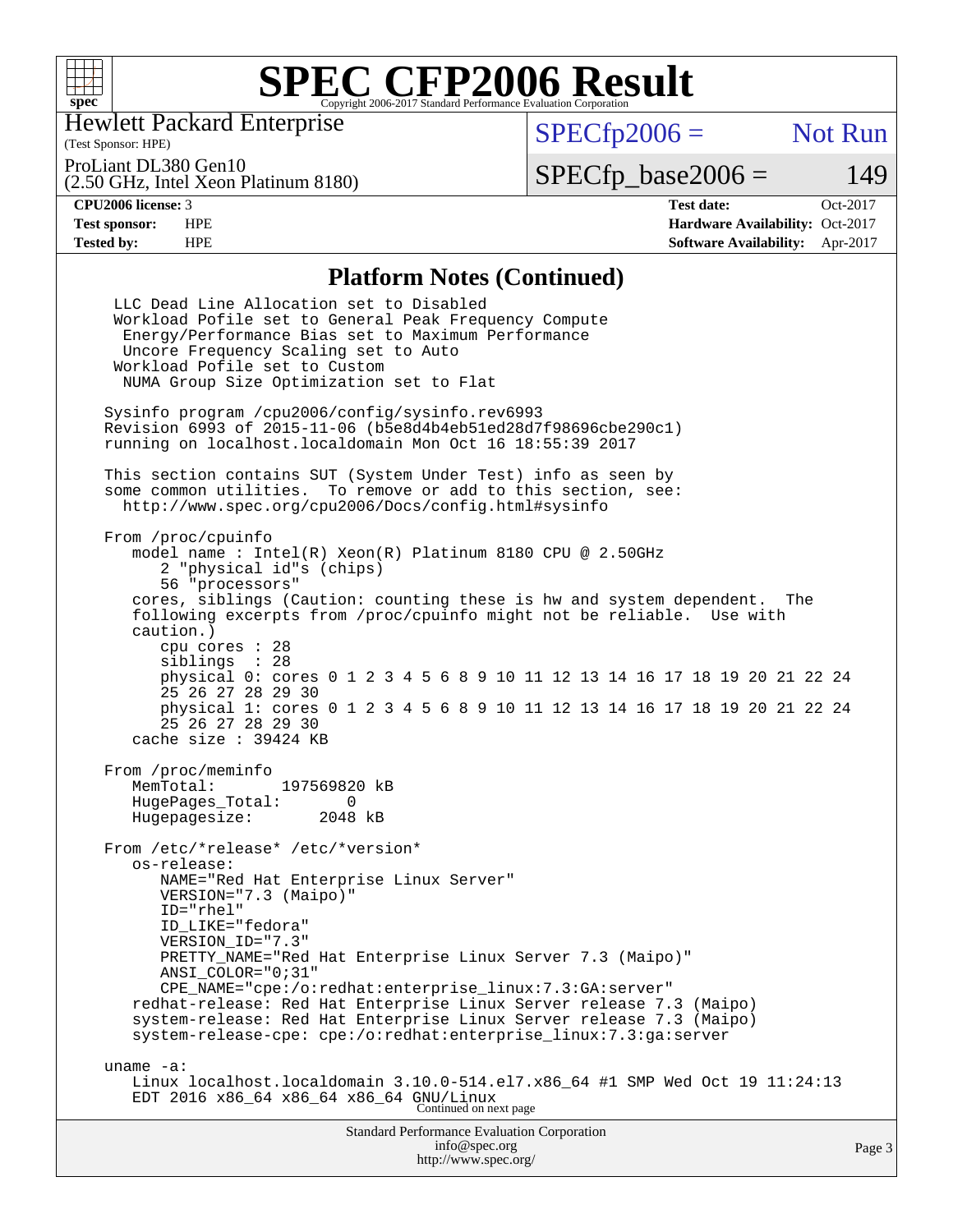## Platform Notes (Continued)

```
 LLC Dead Line Allocation set to Disabled
 Workload Pofile set to General Peak Frequency Compute
  Energy/Performance Bias set to Maximum Performance
  Uncore Frequency Scaling set to Auto
 Workload Pofile set to Custom
  NUMA Group Size Optimization set to Flat

Sysinfo program /cpu2006/config/sysinfo.rev6993
Revision 6993 of 2015-11-06 (b5e8d4b4eb51ed28d7f98696cbe290c1)
running on localhost.localdomain Mon Oct 16 18:55:39 2017

This section contains SUT (System Under Test) info as seen by
some common utilities.  To remove or add to this section, see:
  http://www.spec.org/cpu2006/Docs/config.html#sysinfo

From /proc/cpuinfo
   model name : Intel(R) Xeon(R) Platinum 8180 CPU @ 2.50GHz
      2 "physical id"s (chips)
      56 "processors"
   cores, siblings (Caution: counting these is hw and system dependent.  The
   following excerpts from /proc/cpuinfo might not be reliable.  Use with
   caution.)
      cpu cores : 28
      siblings  : 28
      physical 0: cores 0 1 2 3 4 5 6 8 9 10 11 12 13 14 16 17 18 19 20 21 22 24
      25 26 27 28 29 30
      physical 1: cores 0 1 2 3 4 5 6 8 9 10 11 12 13 14 16 17 18 19 20 21 22 24
      25 26 27 28 29 30
   cache size : 39424 KB

From /proc/meminfo
   MemTotal:       197569820 kB
   HugePages_Total:       0
   Hugepagesize:       2048 kB

From /etc/*release* /etc/*version*
   os-release:
      NAME="Red Hat Enterprise Linux Server"
      VERSION="7.3 (Maipo)"
      ID="rhel"
      ID_LIKE="fedora"
      VERSION_ID="7.3"
      PRETTY_NAME="Red Hat Enterprise Linux Server 7.3 (Maipo)"
      ANSI_COLOR="0;31"
      CPE_NAME="cpe:/o:redhat:enterprise_linux:7.3:GA:server"
   redhat-release: Red Hat Enterprise Linux Server release 7.3 (Maipo)
   system-release: Red Hat Enterprise Linux Server release 7.3 (Maipo)
   system-release-cpe: cpe:/o:redhat:enterprise_linux:7.3:ga:server

uname -a:
   Linux localhost.localdomain 3.10.0-514.el7.x86_64 #1 SMP Wed Oct 19 11:24:13
   EDT 2016 x86_64 x86_64 x86_64 GNU/Linux
```

Continued on next page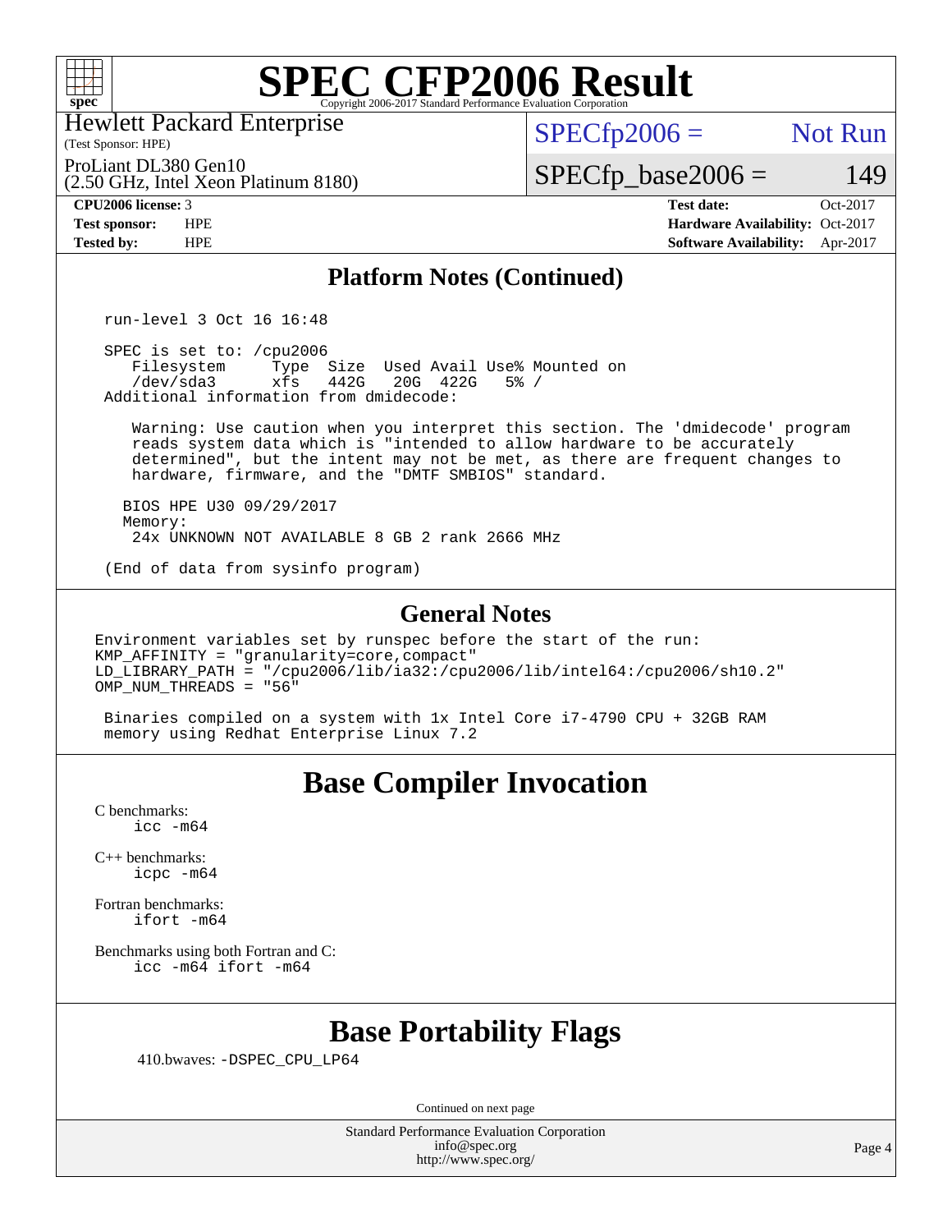# SPEC CFP2006 Result

Copyright 2006-2017 Standard Performance Evaluation Corporation

Hewlett Packard Enterprise
(Test Sponsor: HPE)

ProLiant DL380 Gen10
(2.50 GHz, Intel Xeon Platinum 8180)

SPECfp2006 = Not Run

SPECfp_base2006 = 149

**CPU2006 license:** 3
**Test sponsor:** HPE
**Tested by:** HPE

**Test date:** Oct-2017
**Hardware Availability:** Oct-2017
**Software Availability:** Apr-2017

## Platform Notes (Continued)

```
run-level 3 Oct 16 16:48

SPEC is set to: /cpu2006
   Filesystem     Type  Size  Used Avail Use% Mounted on
   /dev/sda3      xfs   442G   20G  422G   5% /
Additional information from dmidecode:

   Warning: Use caution when you interpret this section. The 'dmidecode' program
   reads system data which is "intended to allow hardware to be accurately
   determined", but the intent may not be met, as there are frequent changes to
   hardware, firmware, and the "DMTF SMBIOS" standard.

  BIOS HPE U30 09/29/2017
  Memory:
   24x UNKNOWN NOT AVAILABLE 8 GB 2 rank 2666 MHz

(End of data from sysinfo program)
```

## General Notes

```
Environment variables set by runspec before the start of the run:
KMP_AFFINITY = "granularity=core,compact"
LD_LIBRARY_PATH = "/cpu2006/lib/ia32:/cpu2006/lib/intel64:/cpu2006/sh10.2"
OMP_NUM_THREADS = "56"

 Binaries compiled on a system with 1x Intel Core i7-4790 CPU + 32GB RAM
 memory using Redhat Enterprise Linux 7.2
```

# Base Compiler Invocation

C benchmarks:
    icc -m64

C++ benchmarks:
    icpc -m64

Fortran benchmarks:
    ifort -m64

Benchmarks using both Fortran and C:
    icc -m64 ifort -m64

# Base Portability Flags

410.bwaves: -DSPEC_CPU_LP64

Continued on next page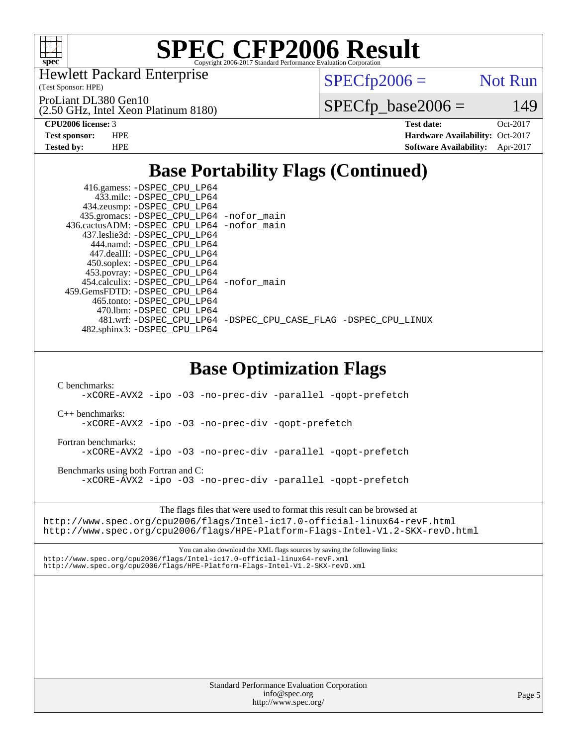# SPEC CFP2006 Result

Copyright 2006-2017 Standard Performance Evaluation Corporation

Hewlett Packard Enterprise
(Test Sponsor: HPE)

ProLiant DL380 Gen10
(2.50 GHz, Intel Xeon Platinum 8180)

SPECfp2006 = Not Run

SPECfp_base2006 = 149

| | | | |
|---|---|---|---|
| **CPU2006 license:** 3 | | **Test date:** | Oct-2017 |
| **Test sponsor:** | HPE | **Hardware Availability:** | Oct-2017 |
| **Tested by:** | HPE | **Software Availability:** | Apr-2017 |

## Base Portability Flags (Continued)

416.gamess: -DSPEC_CPU_LP64
433.milc: -DSPEC_CPU_LP64
434.zeusmp: -DSPEC_CPU_LP64
435.gromacs: -DSPEC_CPU_LP64 -nofor_main
436.cactusADM: -DSPEC_CPU_LP64 -nofor_main
437.leslie3d: -DSPEC_CPU_LP64
444.namd: -DSPEC_CPU_LP64
447.dealII: -DSPEC_CPU_LP64
450.soplex: -DSPEC_CPU_LP64
453.povray: -DSPEC_CPU_LP64
454.calculix: -DSPEC_CPU_LP64 -nofor_main
459.GemsFDTD: -DSPEC_CPU_LP64
465.tonto: -DSPEC_CPU_LP64
470.lbm: -DSPEC_CPU_LP64
481.wrf: -DSPEC_CPU_LP64 -DSPEC_CPU_CASE_FLAG -DSPEC_CPU_LINUX
482.sphinx3: -DSPEC_CPU_LP64

## Base Optimization Flags

C benchmarks:
-xCORE-AVX2 -ipo -O3 -no-prec-div -parallel -qopt-prefetch

C++ benchmarks:
-xCORE-AVX2 -ipo -O3 -no-prec-div -qopt-prefetch

Fortran benchmarks:
-xCORE-AVX2 -ipo -O3 -no-prec-div -parallel -qopt-prefetch

Benchmarks using both Fortran and C:
-xCORE-AVX2 -ipo -O3 -no-prec-div -parallel -qopt-prefetch

The flags files that were used to format this result can be browsed at
http://www.spec.org/cpu2006/flags/Intel-ic17.0-official-linux64-revF.html
http://www.spec.org/cpu2006/flags/HPE-Platform-Flags-Intel-V1.2-SKX-revD.html

You can also download the XML flags sources by saving the following links:
http://www.spec.org/cpu2006/flags/Intel-ic17.0-official-linux64-revF.xml
http://www.spec.org/cpu2006/flags/HPE-Platform-Flags-Intel-V1.2-SKX-revD.xml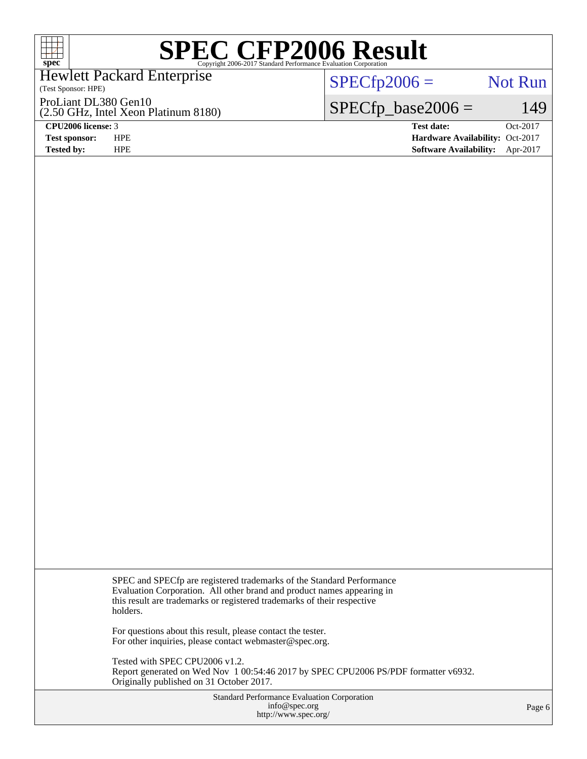# SPEC CFP2006 Result

Copyright 2006-2017 Standard Performance Evaluation Corporation

Hewlett Packard Enterprise
(Test Sponsor: HPE)

ProLiant DL380 Gen10
(2.50 GHz, Intel Xeon Platinum 8180)

SPECfp2006 = Not Run

SPECfp_base2006 = 149

| | | | |
|---|---|---|---|
| **CPU2006 license:** | 3 | **Test date:** | Oct-2017 |
| **Test sponsor:** | HPE | **Hardware Availability:** | Oct-2017 |
| **Tested by:** | HPE | **Software Availability:** | Apr-2017 |

SPEC and SPECfp are registered trademarks of the Standard Performance Evaluation Corporation. All other brand and product names appearing in this result are trademarks or registered trademarks of their respective holders.

For questions about this result, please contact the tester.
For other inquiries, please contact webmaster@spec.org.

Tested with SPEC CPU2006 v1.2.
Report generated on Wed Nov 1 00:54:46 2017 by SPEC CPU2006 PS/PDF formatter v6932.
Originally published on 31 October 2017.

Standard Performance Evaluation Corporation
info@spec.org
http://www.spec.org/